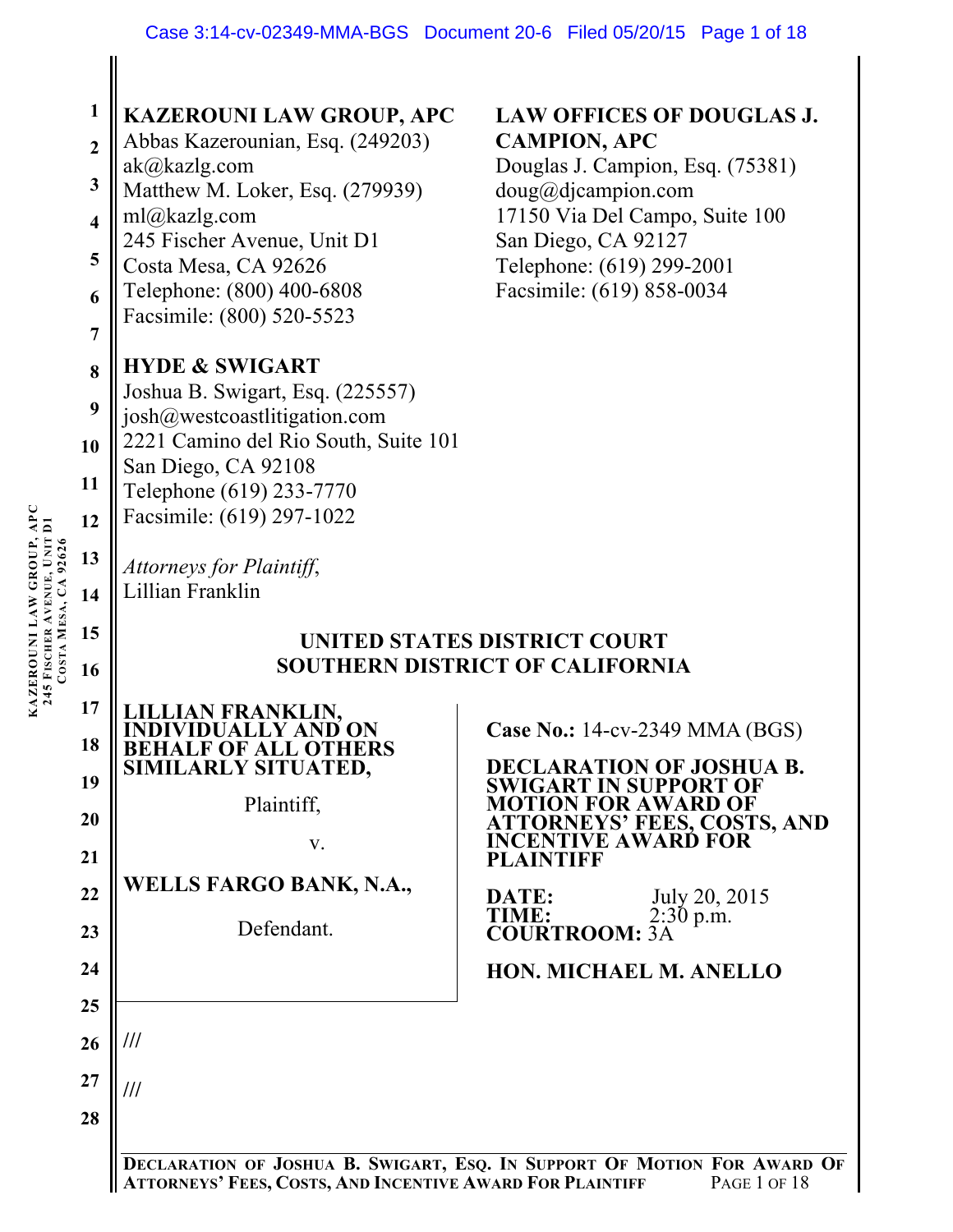**KAZEROUNI LAW GROUP, APC**
Abbas Kazerounian, Esq. (249203)
ak@kazlg.com
Matthew M. Loker, Esq. (279939)
ml@kazlg.com
245 Fischer Avenue, Unit D1
Costa Mesa, CA 92626
Telephone: (800) 400-6808
Facsimile: (800) 520-5523

**LAW OFFICES OF DOUGLAS J. CAMPION, APC**
Douglas J. Campion, Esq. (75381)
doug@djcampion.com
17150 Via Del Campo, Suite 100
San Diego, CA 92127
Telephone: (619) 299-2001
Facsimile: (619) 858-0034

**HYDE & SWIGART**
Joshua B. Swigart, Esq. (225557)
josh@westcoastlitigation.com
2221 Camino del Rio South, Suite 101
San Diego, CA 92108
Telephone (619) 233-7770
Facsimile: (619) 297-1022

*Attorneys for Plaintiff*,
Lillian Franklin

**UNITED STATES DISTRICT COURT**
**SOUTHERN DISTRICT OF CALIFORNIA**

**LILLIAN FRANKLIN, INDIVIDUALLY AND ON BEHALF OF ALL OTHERS SIMILARLY SITUATED,**

Plaintiff,

v.

**WELLS FARGO BANK, N.A.,**

Defendant.

**Case No.:** 14-cv-2349 MMA (BGS)

**DECLARATION OF JOSHUA B. SWIGART IN SUPPORT OF MOTION FOR AWARD OF ATTORNEYS' FEES, COSTS, AND INCENTIVE AWARD FOR PLAINTIFF**

**DATE:** July 20, 2015
**TIME:** 2:30 p.m.
**COURTROOM:** 3A

**HON. MICHAEL M. ANELLO**

///

///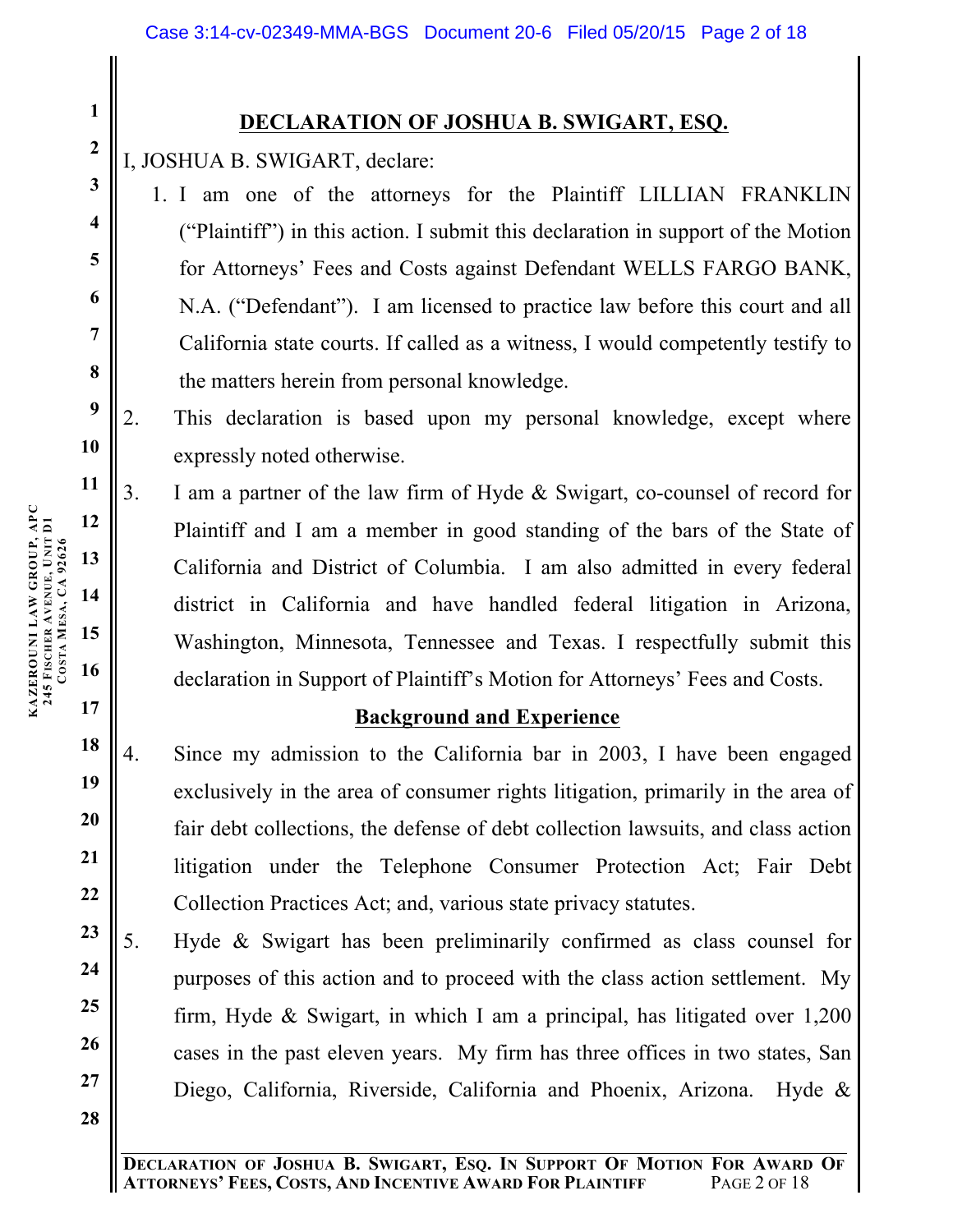## DECLARATION OF JOSHUA B. SWIGART, ESQ.

I, JOSHUA B. SWIGART, declare:

1. I am one of the attorneys for the Plaintiff LILLIAN FRANKLIN ("Plaintiff") in this action. I submit this declaration in support of the Motion for Attorneys' Fees and Costs against Defendant WELLS FARGO BANK, N.A. ("Defendant"). I am licensed to practice law before this court and all California state courts. If called as a witness, I would competently testify to the matters herein from personal knowledge.
2. This declaration is based upon my personal knowledge, except where expressly noted otherwise.
3. I am a partner of the law firm of Hyde & Swigart, co-counsel of record for Plaintiff and I am a member in good standing of the bars of the State of California and District of Columbia. I am also admitted in every federal district in California and have handled federal litigation in Arizona, Washington, Minnesota, Tennessee and Texas. I respectfully submit this declaration in Support of Plaintiff's Motion for Attorneys' Fees and Costs.

### Background and Experience

4. Since my admission to the California bar in 2003, I have been engaged exclusively in the area of consumer rights litigation, primarily in the area of fair debt collections, the defense of debt collection lawsuits, and class action litigation under the Telephone Consumer Protection Act; Fair Debt Collection Practices Act; and, various state privacy statutes.
5. Hyde & Swigart has been preliminarily confirmed as class counsel for purposes of this action and to proceed with the class action settlement. My firm, Hyde & Swigart, in which I am a principal, has litigated over 1,200 cases in the past eleven years. My firm has three offices in two states, San Diego, California, Riverside, California and Phoenix, Arizona. Hyde &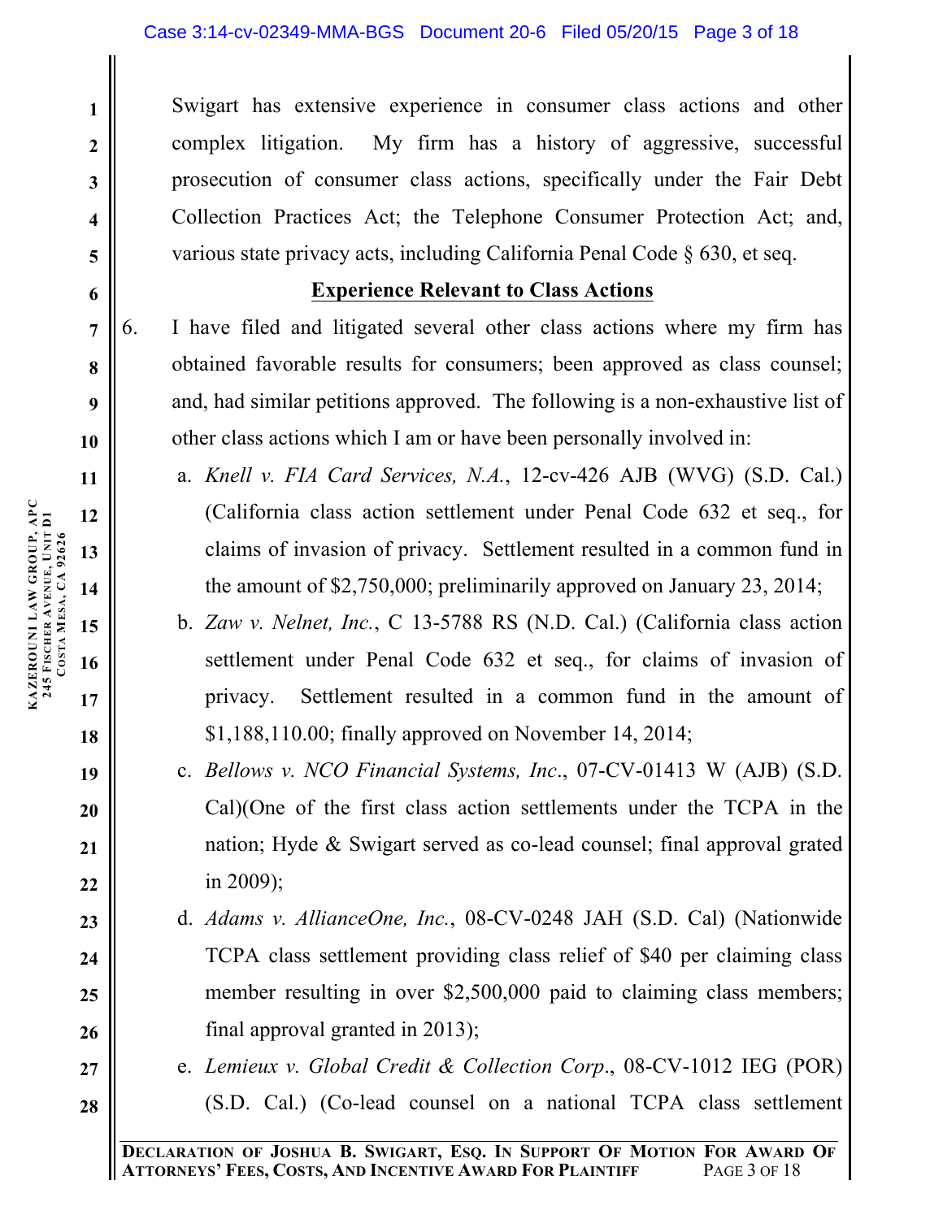Swigart has extensive experience in consumer class actions and other complex litigation. My firm has a history of aggressive, successful prosecution of consumer class actions, specifically under the Fair Debt Collection Practices Act; the Telephone Consumer Protection Act; and, various state privacy acts, including California Penal Code § 630, et seq.

**Experience Relevant to Class Actions**

6. I have filed and litigated several other class actions where my firm has obtained favorable results for consumers; been approved as class counsel; and, had similar petitions approved. The following is a non-exhaustive list of other class actions which I am or have been personally involved in:

   a. *Knell v. FIA Card Services, N.A.*, 12-cv-426 AJB (WVG) (S.D. Cal.) (California class action settlement under Penal Code 632 et seq., for claims of invasion of privacy. Settlement resulted in a common fund in the amount of $2,750,000; preliminarily approved on January 23, 2014;

   b. *Zaw v. Nelnet, Inc.*, C 13-5788 RS (N.D. Cal.) (California class action settlement under Penal Code 632 et seq., for claims of invasion of privacy. Settlement resulted in a common fund in the amount of $1,188,110.00; finally approved on November 14, 2014;

   c. *Bellows v. NCO Financial Systems, Inc.*, 07-CV-01413 W (AJB) (S.D. Cal)(One of the first class action settlements under the TCPA in the nation; Hyde & Swigart served as co-lead counsel; final approval grated in 2009);

   d. *Adams v. AllianceOne, Inc.*, 08-CV-0248 JAH (S.D. Cal) (Nationwide TCPA class settlement providing class relief of $40 per claiming class member resulting in over $2,500,000 paid to claiming class members; final approval granted in 2013);

   e. *Lemieux v. Global Credit & Collection Corp.*, 08-CV-1012 IEG (POR) (S.D. Cal.) (Co-lead counsel on a national TCPA class settlement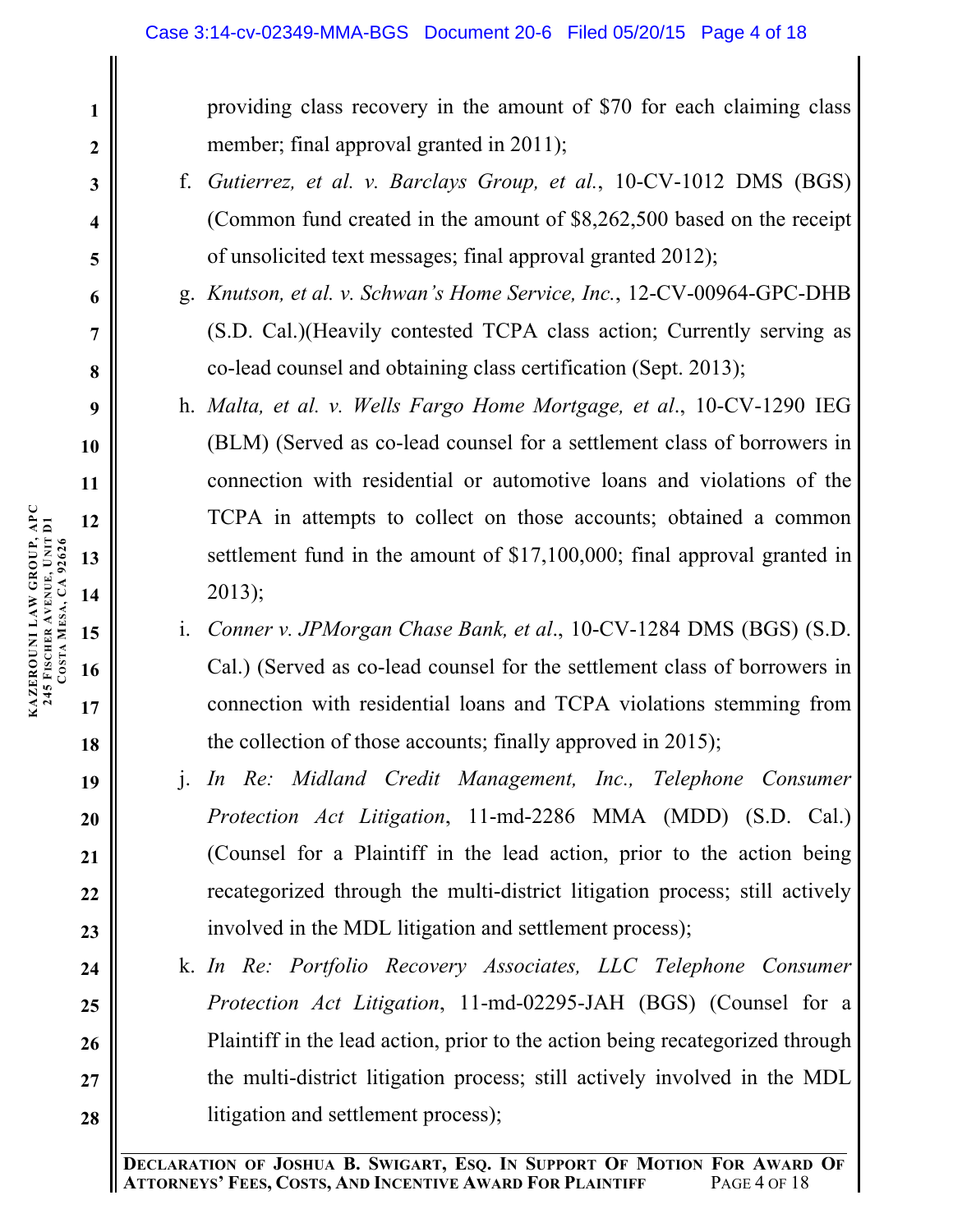providing class recovery in the amount of $70 for each claiming class member; final approval granted in 2011);

f. *Gutierrez, et al. v. Barclays Group, et al.*, 10-CV-1012 DMS (BGS) (Common fund created in the amount of $8,262,500 based on the receipt of unsolicited text messages; final approval granted 2012);

g. *Knutson, et al. v. Schwan's Home Service, Inc.*, 12-CV-00964-GPC-DHB (S.D. Cal.)(Heavily contested TCPA class action; Currently serving as co-lead counsel and obtaining class certification (Sept. 2013);

h. *Malta, et al. v. Wells Fargo Home Mortgage, et al.*, 10-CV-1290 IEG (BLM) (Served as co-lead counsel for a settlement class of borrowers in connection with residential or automotive loans and violations of the TCPA in attempts to collect on those accounts; obtained a common settlement fund in the amount of $17,100,000; final approval granted in 2013);

i. *Conner v. JPMorgan Chase Bank, et al.*, 10-CV-1284 DMS (BGS) (S.D. Cal.) (Served as co-lead counsel for the settlement class of borrowers in connection with residential loans and TCPA violations stemming from the collection of those accounts; finally approved in 2015);

j. *In Re: Midland Credit Management, Inc., Telephone Consumer Protection Act Litigation*, 11-md-2286 MMA (MDD) (S.D. Cal.) (Counsel for a Plaintiff in the lead action, prior to the action being recategorized through the multi-district litigation process; still actively involved in the MDL litigation and settlement process);

k. *In Re: Portfolio Recovery Associates, LLC Telephone Consumer Protection Act Litigation*, 11-md-02295-JAH (BGS) (Counsel for a Plaintiff in the lead action, prior to the action being recategorized through the multi-district litigation process; still actively involved in the MDL litigation and settlement process);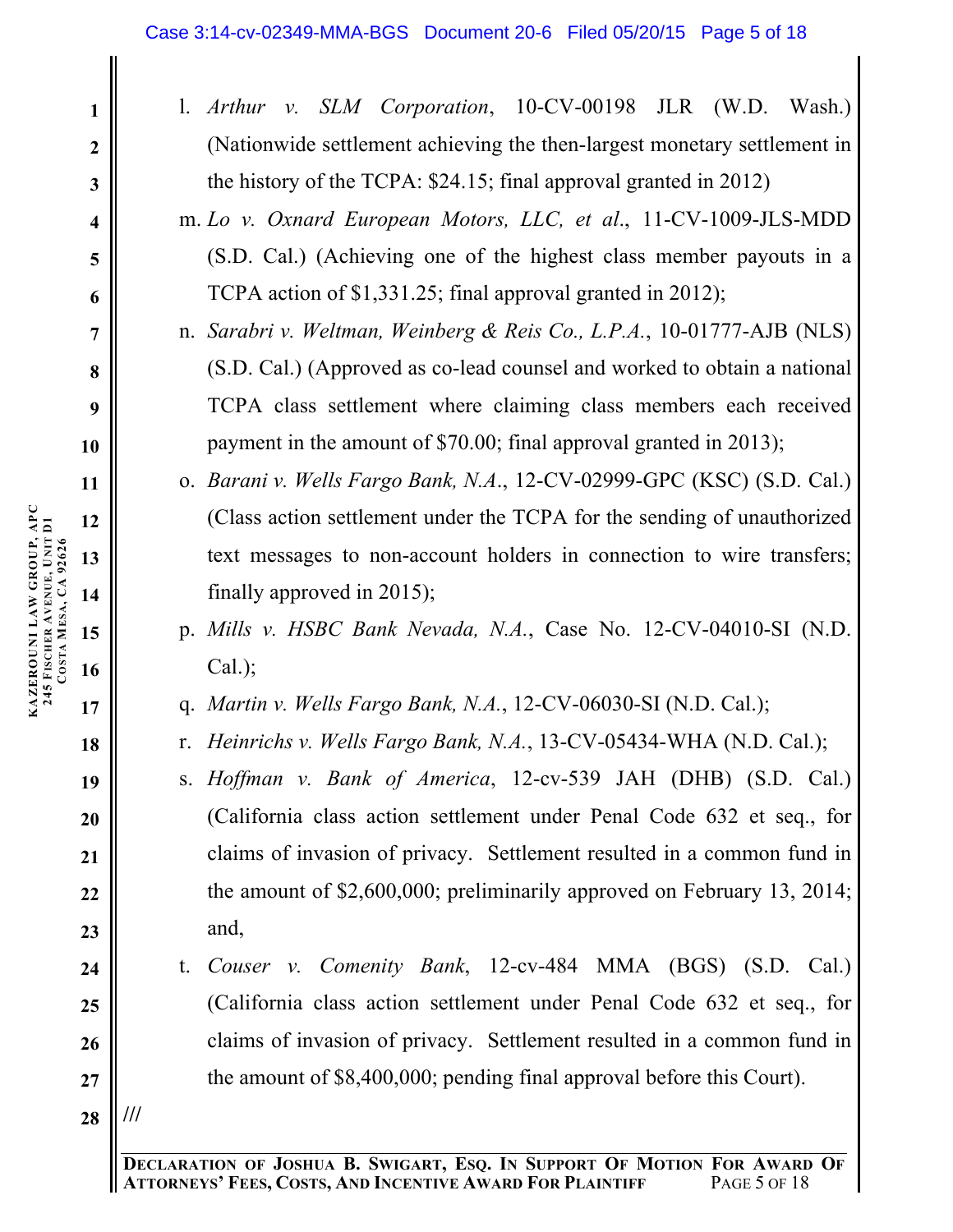l. *Arthur v. SLM Corporation*, 10-CV-00198 JLR (W.D. Wash.) (Nationwide settlement achieving the then-largest monetary settlement in the history of the TCPA: $24.15; final approval granted in 2012)

m. *Lo v. Oxnard European Motors, LLC, et al.*, 11-CV-1009-JLS-MDD (S.D. Cal.) (Achieving one of the highest class member payouts in a TCPA action of $1,331.25; final approval granted in 2012);

n. *Sarabri v. Weltman, Weinberg & Reis Co., L.P.A.*, 10-01777-AJB (NLS) (S.D. Cal.) (Approved as co-lead counsel and worked to obtain a national TCPA class settlement where claiming class members each received payment in the amount of $70.00; final approval granted in 2013);

o. *Barani v. Wells Fargo Bank, N.A.*, 12-CV-02999-GPC (KSC) (S.D. Cal.) (Class action settlement under the TCPA for the sending of unauthorized text messages to non-account holders in connection to wire transfers; finally approved in 2015);

p. *Mills v. HSBC Bank Nevada, N.A.*, Case No. 12-CV-04010-SI (N.D. Cal.);

q. *Martin v. Wells Fargo Bank, N.A.*, 12-CV-06030-SI (N.D. Cal.);

r. *Heinrichs v. Wells Fargo Bank, N.A.*, 13-CV-05434-WHA (N.D. Cal.);

s. *Hoffman v. Bank of America*, 12-cv-539 JAH (DHB) (S.D. Cal.) (California class action settlement under Penal Code 632 et seq., for claims of invasion of privacy. Settlement resulted in a common fund in the amount of $2,600,000; preliminarily approved on February 13, 2014; and,

t. *Couser v. Comenity Bank*, 12-cv-484 MMA (BGS) (S.D. Cal.) (California class action settlement under Penal Code 632 et seq., for claims of invasion of privacy. Settlement resulted in a common fund in the amount of $8,400,000; pending final approval before this Court).

///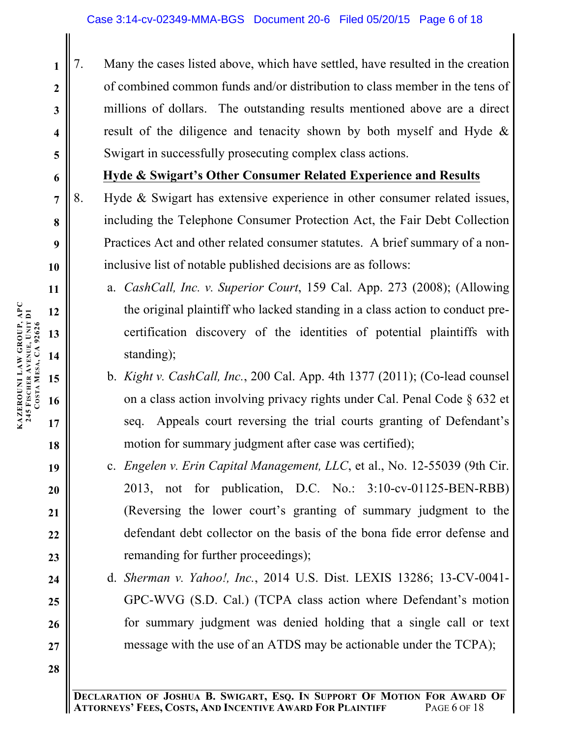7. Many the cases listed above, which have settled, have resulted in the creation of combined common funds and/or distribution to class member in the tens of millions of dollars. The outstanding results mentioned above are a direct result of the diligence and tenacity shown by both myself and Hyde & Swigart in successfully prosecuting complex class actions.

**Hyde & Swigart's Other Consumer Related Experience and Results**

8. Hyde & Swigart has extensive experience in other consumer related issues, including the Telephone Consumer Protection Act, the Fair Debt Collection Practices Act and other related consumer statutes. A brief summary of a non-inclusive list of notable published decisions are as follows:

   a. *CashCall, Inc. v. Superior Court*, 159 Cal. App. 273 (2008); (Allowing the original plaintiff who lacked standing in a class action to conduct pre-certification discovery of the identities of potential plaintiffs with standing);

   b. *Kight v. CashCall, Inc.*, 200 Cal. App. 4th 1377 (2011); (Co-lead counsel on a class action involving privacy rights under Cal. Penal Code § 632 et seq. Appeals court reversing the trial courts granting of Defendant's motion for summary judgment after case was certified);

   c. *Engelen v. Erin Capital Management, LLC*, et al., No. 12-55039 (9th Cir. 2013, not for publication, D.C. No.: 3:10-cv-01125-BEN-RBB) (Reversing the lower court's granting of summary judgment to the defendant debt collector on the basis of the bona fide error defense and remanding for further proceedings);

   d. *Sherman v. Yahoo!, Inc.*, 2014 U.S. Dist. LEXIS 13286; 13-CV-0041-GPC-WVG (S.D. Cal.) (TCPA class action where Defendant's motion for summary judgment was denied holding that a single call or text message with the use of an ATDS may be actionable under the TCPA);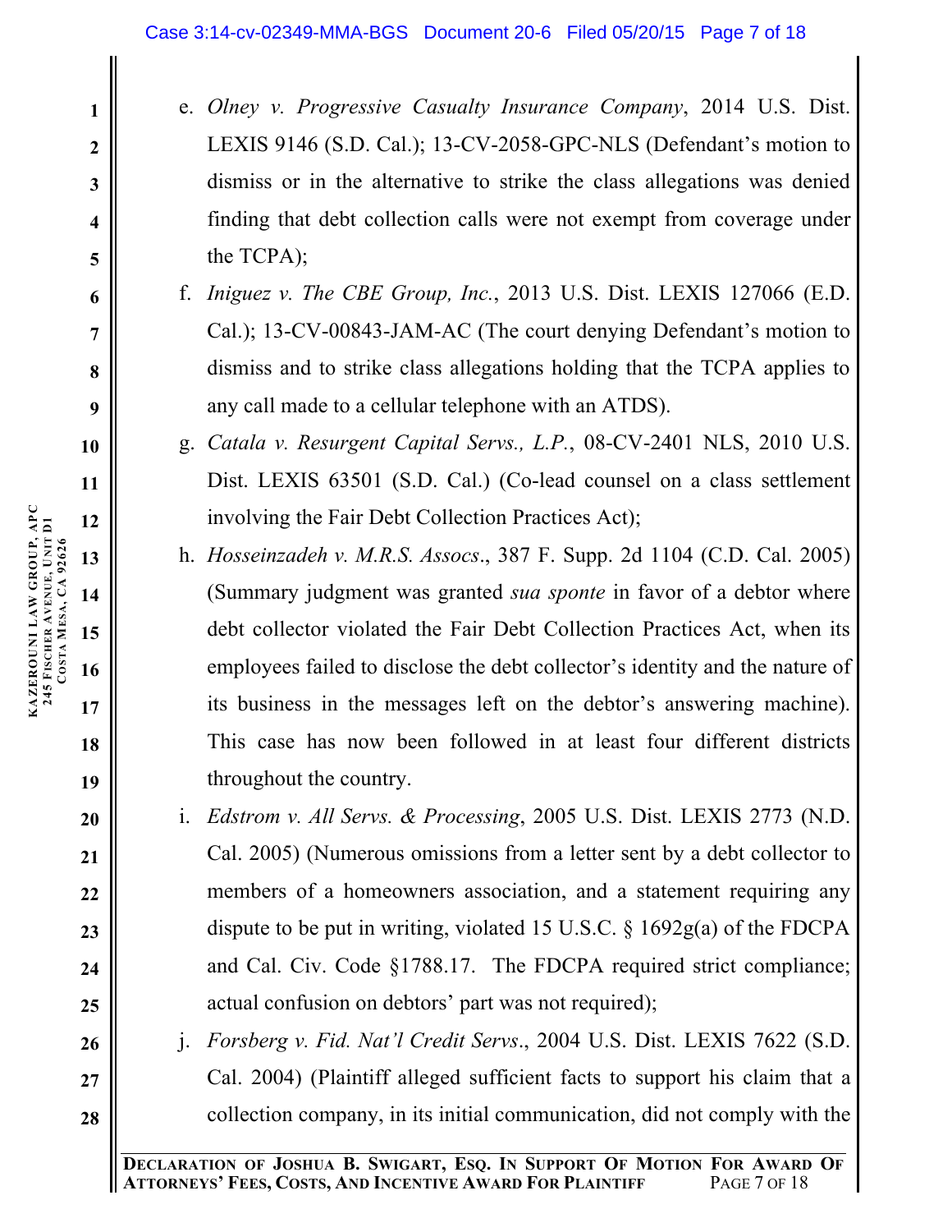e. *Olney v. Progressive Casualty Insurance Company*, 2014 U.S. Dist. LEXIS 9146 (S.D. Cal.); 13-CV-2058-GPC-NLS (Defendant's motion to dismiss or in the alternative to strike the class allegations was denied finding that debt collection calls were not exempt from coverage under the TCPA);

f. *Iniguez v. The CBE Group, Inc.*, 2013 U.S. Dist. LEXIS 127066 (E.D. Cal.); 13-CV-00843-JAM-AC (The court denying Defendant's motion to dismiss and to strike class allegations holding that the TCPA applies to any call made to a cellular telephone with an ATDS).

g. *Catala v. Resurgent Capital Servs., L.P.*, 08-CV-2401 NLS, 2010 U.S. Dist. LEXIS 63501 (S.D. Cal.) (Co-lead counsel on a class settlement involving the Fair Debt Collection Practices Act);

h. *Hosseinzadeh v. M.R.S. Assocs*., 387 F. Supp. 2d 1104 (C.D. Cal. 2005) (Summary judgment was granted *sua sponte* in favor of a debtor where debt collector violated the Fair Debt Collection Practices Act, when its employees failed to disclose the debt collector's identity and the nature of its business in the messages left on the debtor's answering machine). This case has now been followed in at least four different districts throughout the country.

i. *Edstrom v. All Servs. & Processing*, 2005 U.S. Dist. LEXIS 2773 (N.D. Cal. 2005) (Numerous omissions from a letter sent by a debt collector to members of a homeowners association, and a statement requiring any dispute to be put in writing, violated 15 U.S.C. § 1692g(a) of the FDCPA and Cal. Civ. Code §1788.17. The FDCPA required strict compliance; actual confusion on debtors' part was not required);

j. *Forsberg v. Fid. Nat'l Credit Servs*., 2004 U.S. Dist. LEXIS 7622 (S.D. Cal. 2004) (Plaintiff alleged sufficient facts to support his claim that a collection company, in its initial communication, did not comply with the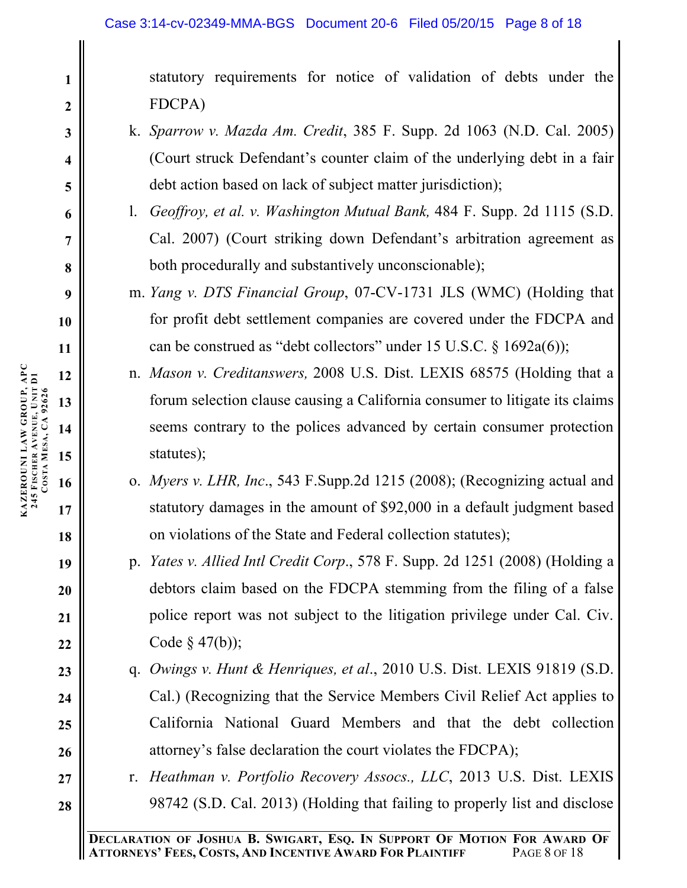statutory requirements for notice of validation of debts under the FDCPA)

k. *Sparrow v. Mazda Am. Credit*, 385 F. Supp. 2d 1063 (N.D. Cal. 2005) (Court struck Defendant's counter claim of the underlying debt in a fair debt action based on lack of subject matter jurisdiction);

l. *Geoffroy, et al. v. Washington Mutual Bank,* 484 F. Supp. 2d 1115 (S.D. Cal. 2007) (Court striking down Defendant's arbitration agreement as both procedurally and substantively unconscionable);

m. *Yang v. DTS Financial Group*, 07-CV-1731 JLS (WMC) (Holding that for profit debt settlement companies are covered under the FDCPA and can be construed as "debt collectors" under 15 U.S.C. § 1692a(6));

n. *Mason v. Creditanswers,* 2008 U.S. Dist. LEXIS 68575 (Holding that a forum selection clause causing a California consumer to litigate its claims seems contrary to the polices advanced by certain consumer protection statutes);

o. *Myers v. LHR, Inc*., 543 F.Supp.2d 1215 (2008); (Recognizing actual and statutory damages in the amount of $92,000 in a default judgment based on violations of the State and Federal collection statutes);

p. *Yates v. Allied Intl Credit Corp*., 578 F. Supp. 2d 1251 (2008) (Holding a debtors claim based on the FDCPA stemming from the filing of a false police report was not subject to the litigation privilege under Cal. Civ. Code § 47(b));

q. *Owings v. Hunt & Henriques, et al*., 2010 U.S. Dist. LEXIS 91819 (S.D. Cal.) (Recognizing that the Service Members Civil Relief Act applies to California National Guard Members and that the debt collection attorney's false declaration the court violates the FDCPA);

r. *Heathman v. Portfolio Recovery Assocs., LLC*, 2013 U.S. Dist. LEXIS 98742 (S.D. Cal. 2013) (Holding that failing to properly list and disclose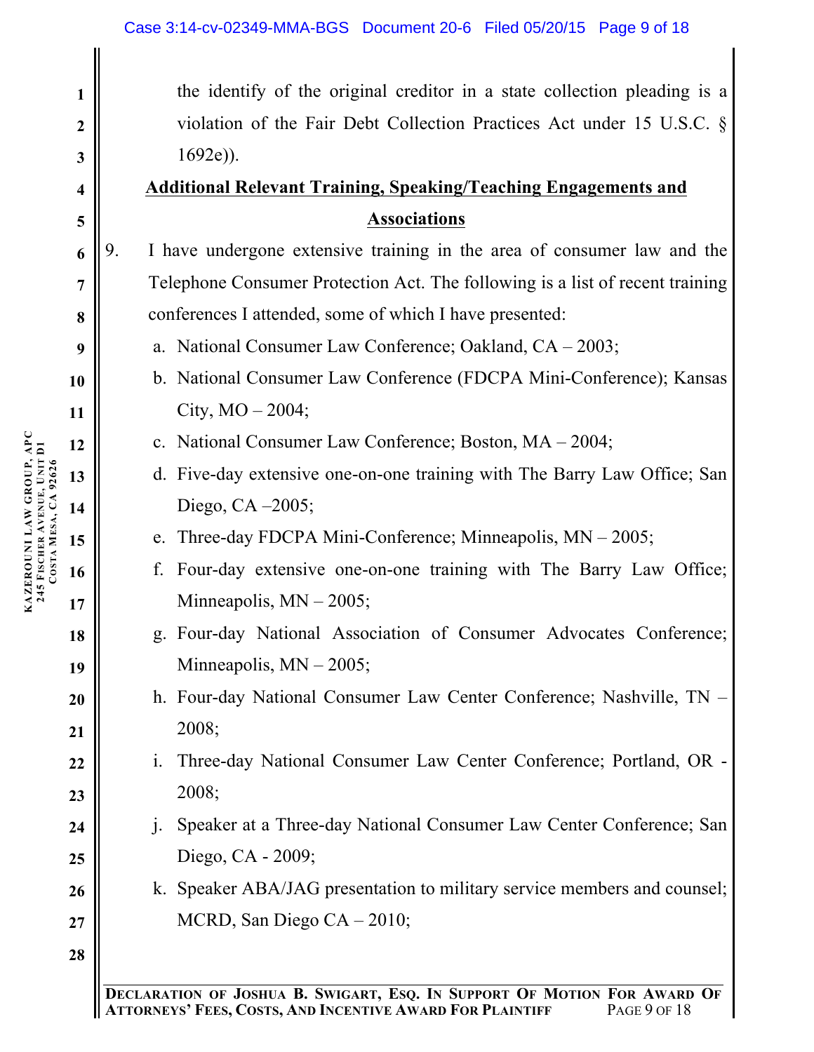the identify of the original creditor in a state collection pleading is a violation of the Fair Debt Collection Practices Act under 15 U.S.C. § 1692e)).

**Additional Relevant Training, Speaking/Teaching Engagements and Associations**

9. I have undergone extensive training in the area of consumer law and the Telephone Consumer Protection Act. The following is a list of recent training conferences I attended, some of which I have presented:

   a. National Consumer Law Conference; Oakland, CA – 2003;

   b. National Consumer Law Conference (FDCPA Mini-Conference); Kansas City, MO – 2004;

   c. National Consumer Law Conference; Boston, MA – 2004;

   d. Five-day extensive one-on-one training with The Barry Law Office; San Diego, CA –2005;

   e. Three-day FDCPA Mini-Conference; Minneapolis, MN – 2005;

   f. Four-day extensive one-on-one training with The Barry Law Office; Minneapolis, MN – 2005;

   g. Four-day National Association of Consumer Advocates Conference; Minneapolis, MN – 2005;

   h. Four-day National Consumer Law Center Conference; Nashville, TN – 2008;

   i. Three-day National Consumer Law Center Conference; Portland, OR - 2008;

   j. Speaker at a Three-day National Consumer Law Center Conference; San Diego, CA - 2009;

   k. Speaker ABA/JAG presentation to military service members and counsel; MCRD, San Diego CA – 2010;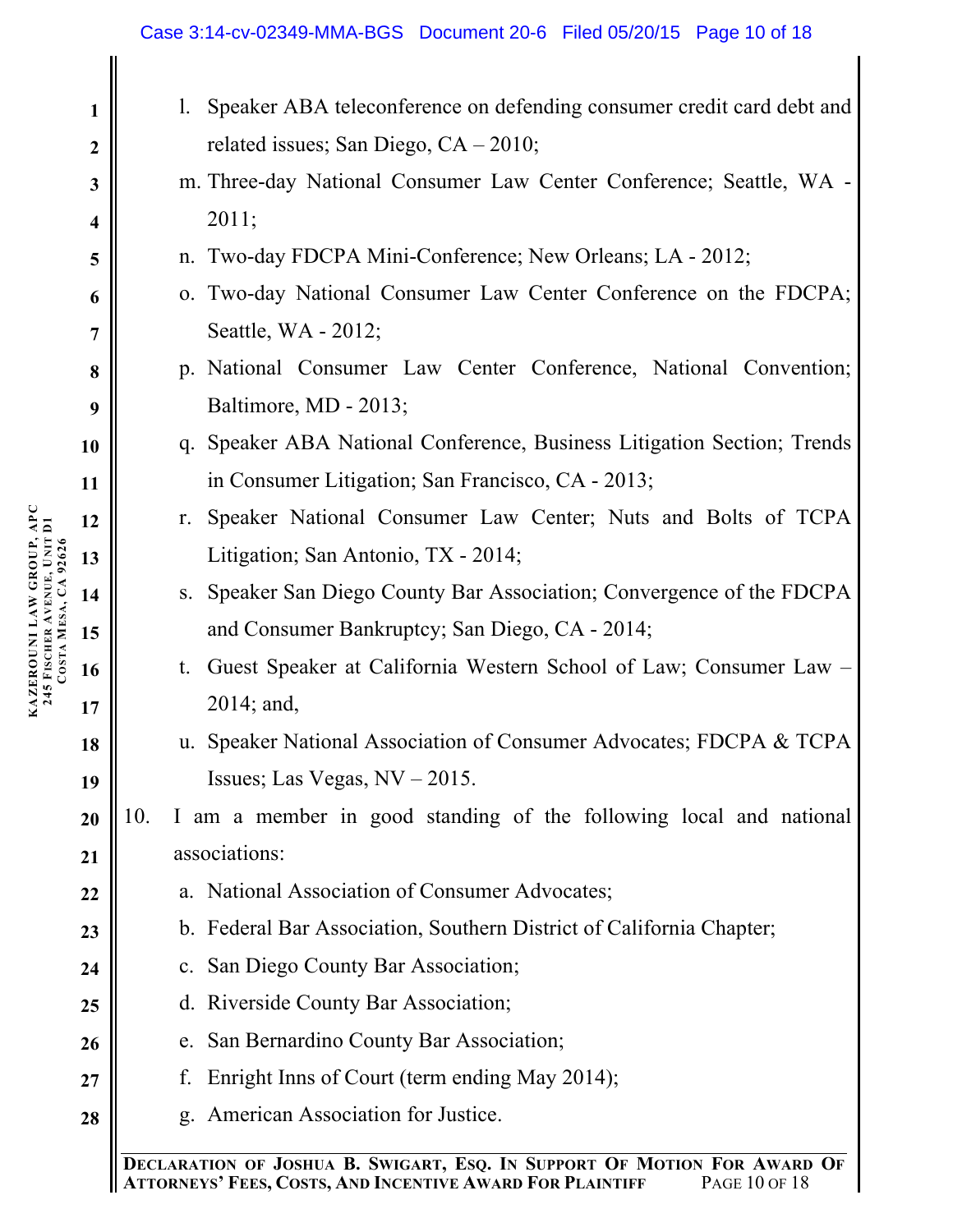l. Speaker ABA teleconference on defending consumer credit card debt and related issues; San Diego, CA – 2010;

m. Three-day National Consumer Law Center Conference; Seattle, WA - 2011;

n. Two-day FDCPA Mini-Conference; New Orleans; LA - 2012;

o. Two-day National Consumer Law Center Conference on the FDCPA; Seattle, WA - 2012;

p. National Consumer Law Center Conference, National Convention; Baltimore, MD - 2013;

q. Speaker ABA National Conference, Business Litigation Section; Trends in Consumer Litigation; San Francisco, CA - 2013;

r. Speaker National Consumer Law Center; Nuts and Bolts of TCPA Litigation; San Antonio, TX - 2014;

s. Speaker San Diego County Bar Association; Convergence of the FDCPA and Consumer Bankruptcy; San Diego, CA - 2014;

t. Guest Speaker at California Western School of Law; Consumer Law – 2014; and,

u. Speaker National Association of Consumer Advocates; FDCPA & TCPA Issues; Las Vegas, NV – 2015.

10. I am a member in good standing of the following local and national associations:

a. National Association of Consumer Advocates;

b. Federal Bar Association, Southern District of California Chapter;

c. San Diego County Bar Association;

d. Riverside County Bar Association;

e. San Bernardino County Bar Association;

f. Enright Inns of Court (term ending May 2014);

g. American Association for Justice.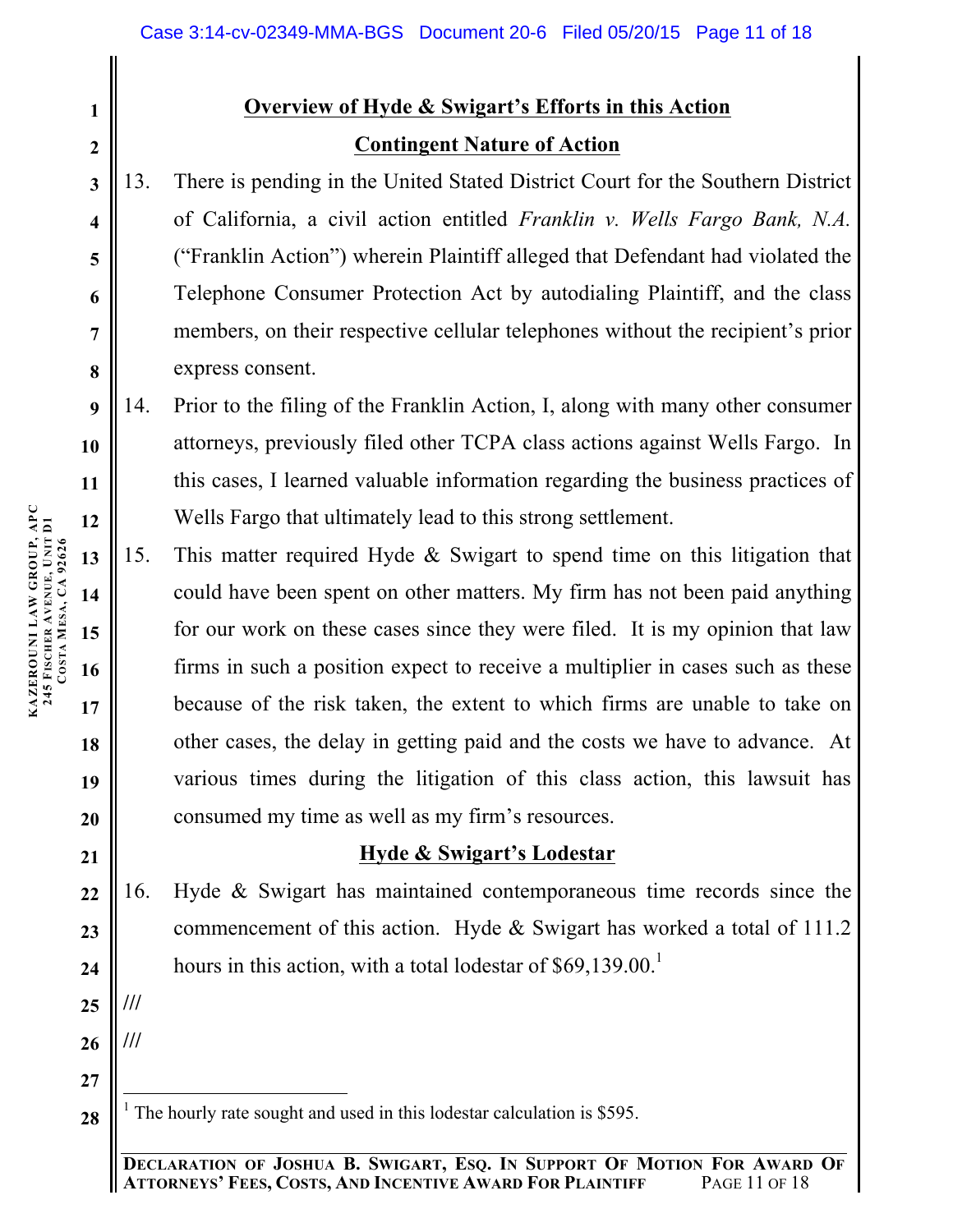## Overview of Hyde & Swigart's Efforts in this Action

## Contingent Nature of Action

13. There is pending in the United Stated District Court for the Southern District of California, a civil action entitled *Franklin v. Wells Fargo Bank, N.A.* ("Franklin Action") wherein Plaintiff alleged that Defendant had violated the Telephone Consumer Protection Act by autodialing Plaintiff, and the class members, on their respective cellular telephones without the recipient's prior express consent.

14. Prior to the filing of the Franklin Action, I, along with many other consumer attorneys, previously filed other TCPA class actions against Wells Fargo. In this cases, I learned valuable information regarding the business practices of Wells Fargo that ultimately lead to this strong settlement.

15. This matter required Hyde & Swigart to spend time on this litigation that could have been spent on other matters. My firm has not been paid anything for our work on these cases since they were filed. It is my opinion that law firms in such a position expect to receive a multiplier in cases such as these because of the risk taken, the extent to which firms are unable to take on other cases, the delay in getting paid and the costs we have to advance. At various times during the litigation of this class action, this lawsuit has consumed my time as well as my firm's resources.

## Hyde & Swigart's Lodestar

16. Hyde & Swigart has maintained contemporaneous time records since the commencement of this action. Hyde & Swigart has worked a total of 111.2 hours in this action, with a total lodestar of $69,139.00.[1]

///

///

[1] The hourly rate sought and used in this lodestar calculation is $595.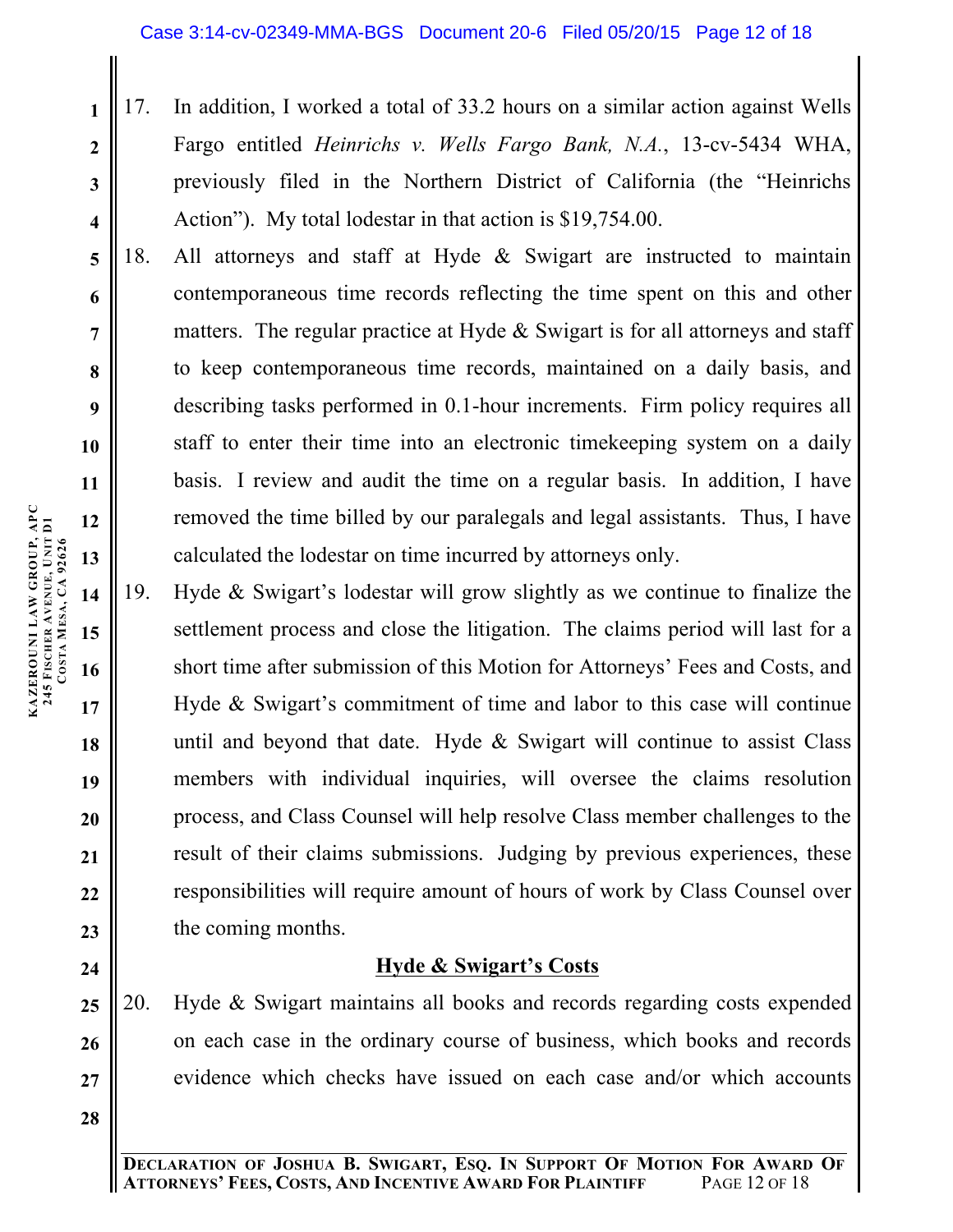17. In addition, I worked a total of 33.2 hours on a similar action against Wells Fargo entitled *Heinrichs v. Wells Fargo Bank, N.A.*, 13-cv-5434 WHA, previously filed in the Northern District of California (the "Heinrichs Action"). My total lodestar in that action is $19,754.00.

18. All attorneys and staff at Hyde & Swigart are instructed to maintain contemporaneous time records reflecting the time spent on this and other matters. The regular practice at Hyde & Swigart is for all attorneys and staff to keep contemporaneous time records, maintained on a daily basis, and describing tasks performed in 0.1-hour increments. Firm policy requires all staff to enter their time into an electronic timekeeping system on a daily basis. I review and audit the time on a regular basis. In addition, I have removed the time billed by our paralegals and legal assistants. Thus, I have calculated the lodestar on time incurred by attorneys only.

19. Hyde & Swigart's lodestar will grow slightly as we continue to finalize the settlement process and close the litigation. The claims period will last for a short time after submission of this Motion for Attorneys' Fees and Costs, and Hyde & Swigart's commitment of time and labor to this case will continue until and beyond that date. Hyde & Swigart will continue to assist Class members with individual inquiries, will oversee the claims resolution process, and Class Counsel will help resolve Class member challenges to the result of their claims submissions. Judging by previous experiences, these responsibilities will require amount of hours of work by Class Counsel over the coming months.

## Hyde & Swigart's Costs

20. Hyde & Swigart maintains all books and records regarding costs expended on each case in the ordinary course of business, which books and records evidence which checks have issued on each case and/or which accounts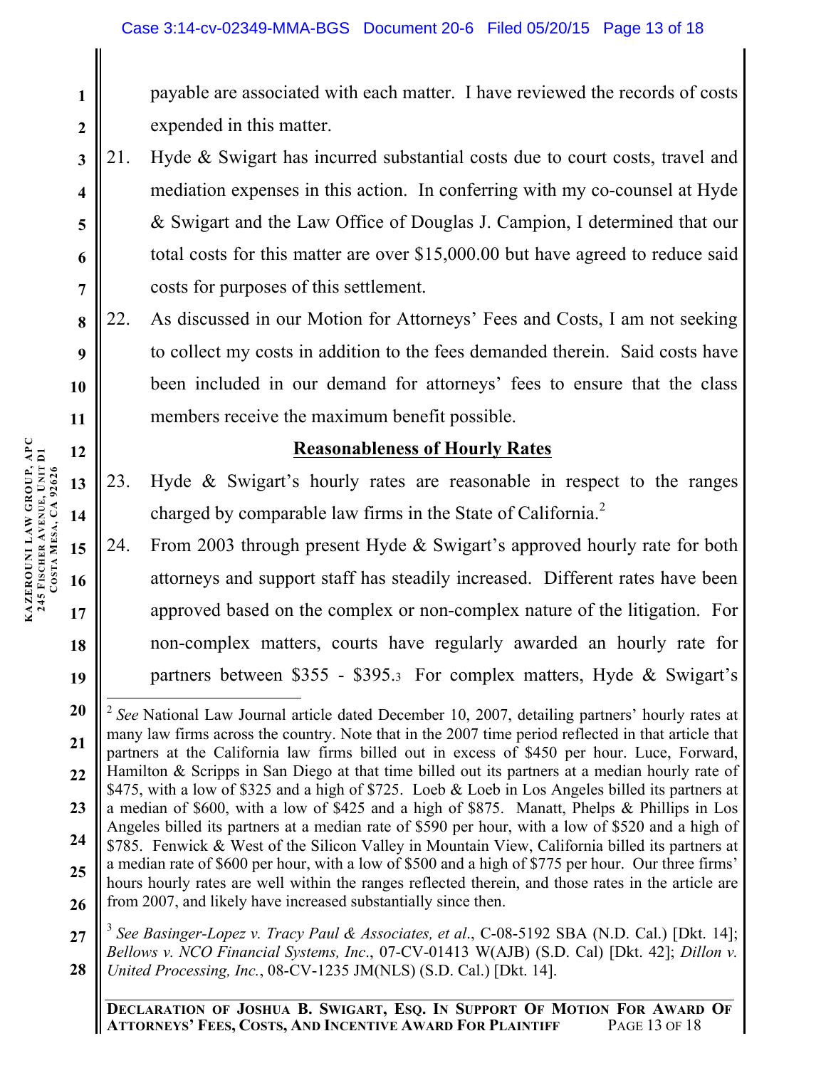payable are associated with each matter. I have reviewed the records of costs expended in this matter.

21. Hyde & Swigart has incurred substantial costs due to court costs, travel and mediation expenses in this action. In conferring with my co-counsel at Hyde & Swigart and the Law Office of Douglas J. Campion, I determined that our total costs for this matter are over $15,000.00 but have agreed to reduce said costs for purposes of this settlement.

22. As discussed in our Motion for Attorneys' Fees and Costs, I am not seeking to collect my costs in addition to the fees demanded therein. Said costs have been included in our demand for attorneys' fees to ensure that the class members receive the maximum benefit possible.

**Reasonableness of Hourly Rates**

23. Hyde & Swigart's hourly rates are reasonable in respect to the ranges charged by comparable law firms in the State of California.[2]

24. From 2003 through present Hyde & Swigart's approved hourly rate for both attorneys and support staff has steadily increased. Different rates have been approved based on the complex or non-complex nature of the litigation. For non-complex matters, courts have regularly awarded an hourly rate for partners between $355 - $395.[3] For complex matters, Hyde & Swigart's

---

[2] *See* National Law Journal article dated December 10, 2007, detailing partners' hourly rates at many law firms across the country. Note that in the 2007 time period reflected in that article that partners at the California law firms billed out in excess of $450 per hour. Luce, Forward, Hamilton & Scripps in San Diego at that time billed out its partners at a median hourly rate of $475, with a low of $325 and a high of $725. Loeb & Loeb in Los Angeles billed its partners at a median of $600, with a low of $425 and a high of $875. Manatt, Phelps & Phillips in Los Angeles billed its partners at a median rate of $590 per hour, with a low of $520 and a high of $785. Fenwick & West of the Silicon Valley in Mountain View, California billed its partners at a median rate of $600 per hour, with a low of $500 and a high of $775 per hour. Our three firms' hours hourly rates are well within the ranges reflected therein, and those rates in the article are from 2007, and likely have increased substantially since then.

[3] *See Basinger-Lopez v. Tracy Paul & Associates, et al*., C-08-5192 SBA (N.D. Cal.) [Dkt. 14]; *Bellows v. NCO Financial Systems, Inc*., 07-CV-01413 W(AJB) (S.D. Cal) [Dkt. 42]; *Dillon v. United Processing, Inc.*, 08-CV-1235 JM(NLS) (S.D. Cal.) [Dkt. 14].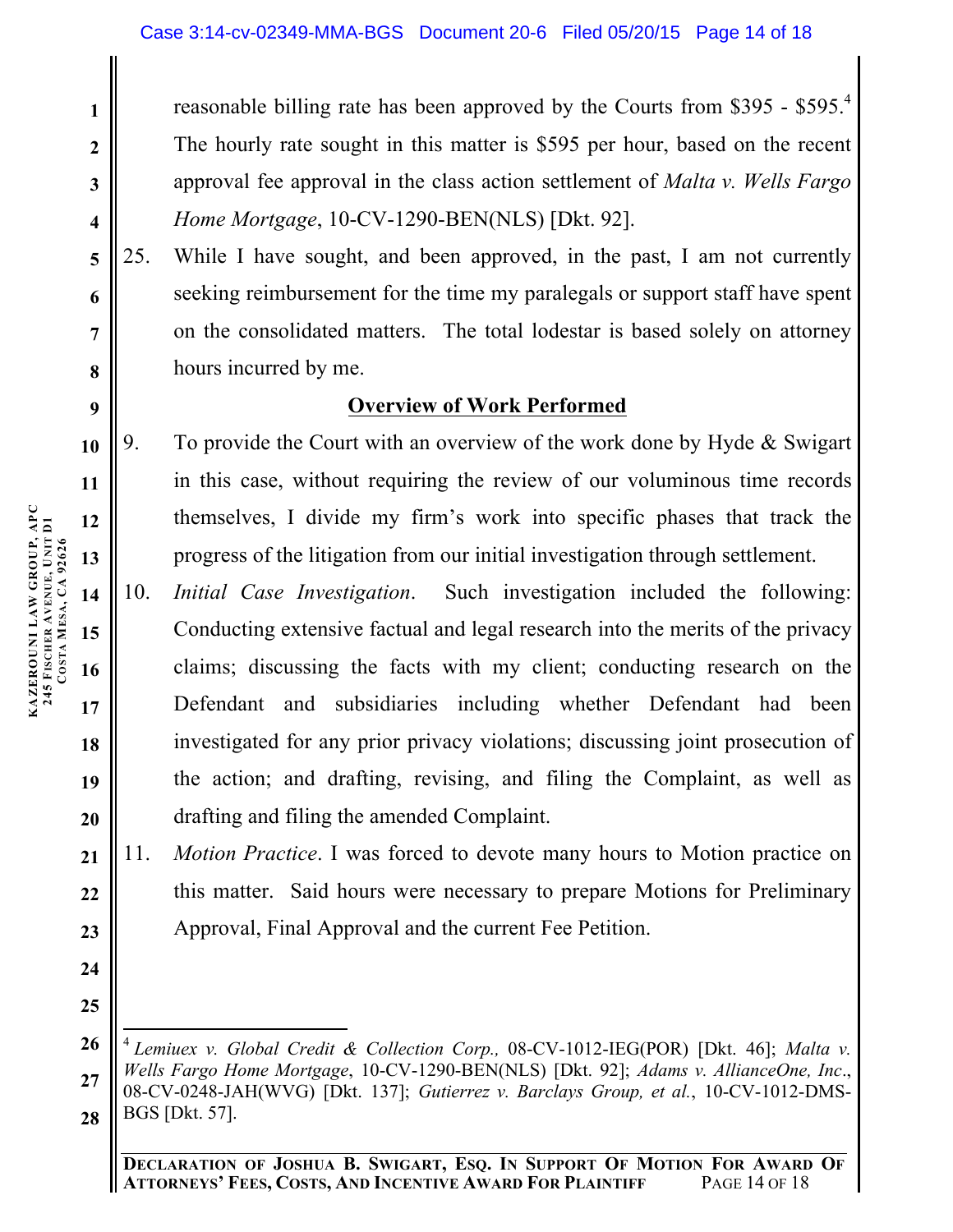reasonable billing rate has been approved by the Courts from $395 - $595.[4] The hourly rate sought in this matter is $595 per hour, based on the recent approval fee approval in the class action settlement of *Malta v. Wells Fargo Home Mortgage*, 10-CV-1290-BEN(NLS) [Dkt. 92].

25. While I have sought, and been approved, in the past, I am not currently seeking reimbursement for the time my paralegals or support staff have spent on the consolidated matters. The total lodestar is based solely on attorney hours incurred by me.

**<u>Overview of Work Performed</u>**

9. To provide the Court with an overview of the work done by Hyde & Swigart in this case, without requiring the review of our voluminous time records themselves, I divide my firm's work into specific phases that track the progress of the litigation from our initial investigation through settlement.

10. *Initial Case Investigation*. Such investigation included the following: Conducting extensive factual and legal research into the merits of the privacy claims; discussing the facts with my client; conducting research on the Defendant and subsidiaries including whether Defendant had been investigated for any prior privacy violations; discussing joint prosecution of the action; and drafting, revising, and filing the Complaint, as well as drafting and filing the amended Complaint.

11. *Motion Practice*. I was forced to devote many hours to Motion practice on this matter. Said hours were necessary to prepare Motions for Preliminary Approval, Final Approval and the current Fee Petition.

---

[4] *Lemiuex v. Global Credit & Collection Corp.,* 08-CV-1012-IEG(POR) [Dkt. 46]; *Malta v. Wells Fargo Home Mortgage*, 10-CV-1290-BEN(NLS) [Dkt. 92]; *Adams v. AllianceOne, Inc*., 08-CV-0248-JAH(WVG) [Dkt. 137]; *Gutierrez v. Barclays Group, et al.*, 10-CV-1012-DMS-BGS [Dkt. 57].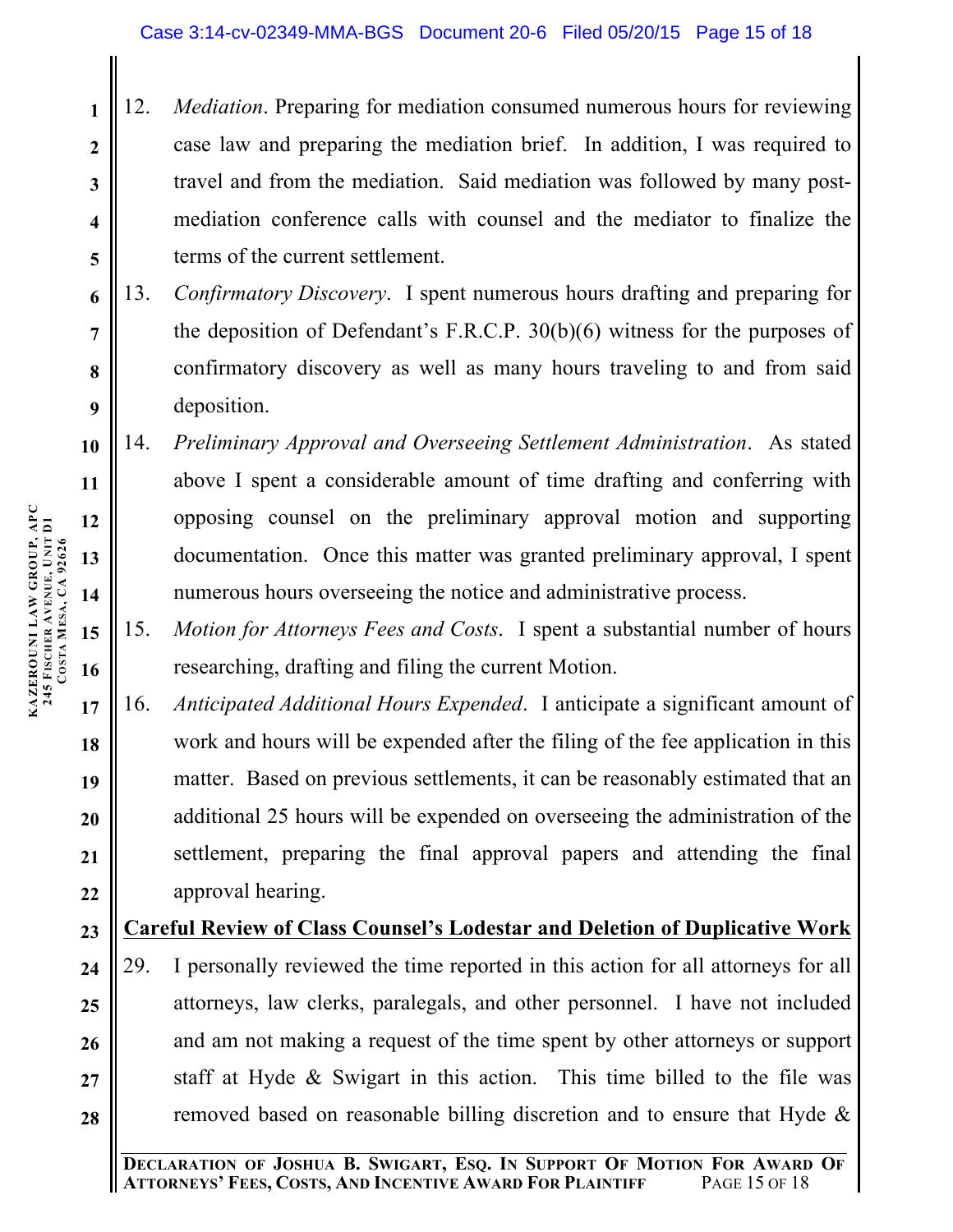12. *Mediation*. Preparing for mediation consumed numerous hours for reviewing case law and preparing the mediation brief. In addition, I was required to travel and from the mediation. Said mediation was followed by many post-mediation conference calls with counsel and the mediator to finalize the terms of the current settlement.

13. *Confirmatory Discovery*. I spent numerous hours drafting and preparing for the deposition of Defendant's F.R.C.P. 30(b)(6) witness for the purposes of confirmatory discovery as well as many hours traveling to and from said deposition.

14. *Preliminary Approval and Overseeing Settlement Administration*. As stated above I spent a considerable amount of time drafting and conferring with opposing counsel on the preliminary approval motion and supporting documentation. Once this matter was granted preliminary approval, I spent numerous hours overseeing the notice and administrative process.

15. *Motion for Attorneys Fees and Costs*. I spent a substantial number of hours researching, drafting and filing the current Motion.

16. *Anticipated Additional Hours Expended*. I anticipate a significant amount of work and hours will be expended after the filing of the fee application in this matter. Based on previous settlements, it can be reasonably estimated that an additional 25 hours will be expended on overseeing the administration of the settlement, preparing the final approval papers and attending the final approval hearing.

**<u>Careful Review of Class Counsel's Lodestar and Deletion of Duplicative Work</u>**

29. I personally reviewed the time reported in this action for all attorneys for all attorneys, law clerks, paralegals, and other personnel. I have not included and am not making a request of the time spent by other attorneys or support staff at Hyde & Swigart in this action. This time billed to the file was removed based on reasonable billing discretion and to ensure that Hyde &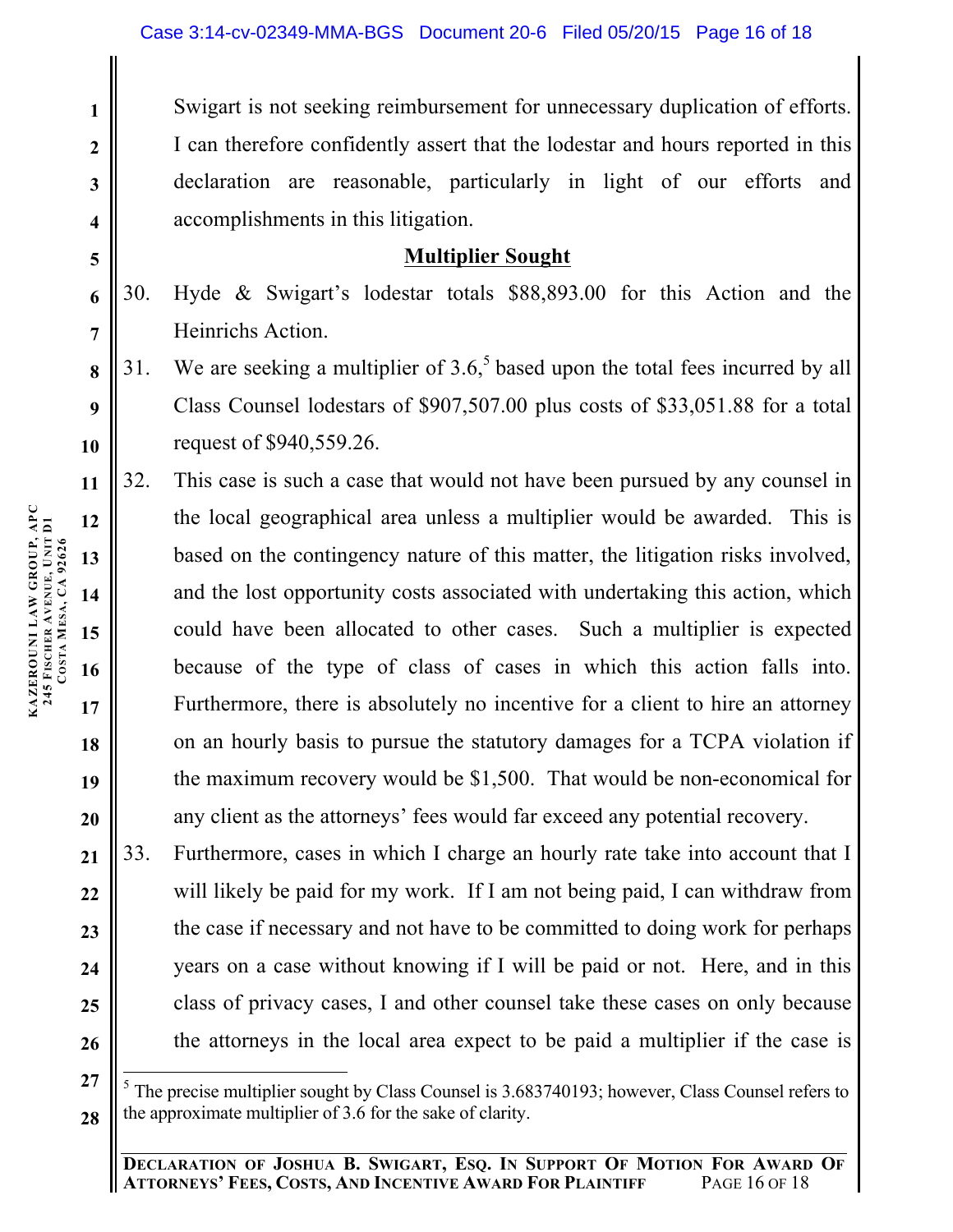Swigart is not seeking reimbursement for unnecessary duplication of efforts. I can therefore confidently assert that the lodestar and hours reported in this declaration are reasonable, particularly in light of our efforts and accomplishments in this litigation.

## Multiplier Sought

30. Hyde & Swigart's lodestar totals $88,893.00 for this Action and the Heinrichs Action.
31. We are seeking a multiplier of 3.6,[5] based upon the total fees incurred by all Class Counsel lodestars of $907,507.00 plus costs of $33,051.88 for a total request of $940,559.26.
32. This case is such a case that would not have been pursued by any counsel in the local geographical area unless a multiplier would be awarded. This is based on the contingency nature of this matter, the litigation risks involved, and the lost opportunity costs associated with undertaking this action, which could have been allocated to other cases. Such a multiplier is expected because of the type of class of cases in which this action falls into. Furthermore, there is absolutely no incentive for a client to hire an attorney on an hourly basis to pursue the statutory damages for a TCPA violation if the maximum recovery would be $1,500. That would be non-economical for any client as the attorneys' fees would far exceed any potential recovery.
33. Furthermore, cases in which I charge an hourly rate take into account that I will likely be paid for my work. If I am not being paid, I can withdraw from the case if necessary and not have to be committed to doing work for perhaps years on a case without knowing if I will be paid or not. Here, and in this class of privacy cases, I and other counsel take these cases on only because the attorneys in the local area expect to be paid a multiplier if the case is

[5] The precise multiplier sought by Class Counsel is 3.683740193; however, Class Counsel refers to the approximate multiplier of 3.6 for the sake of clarity.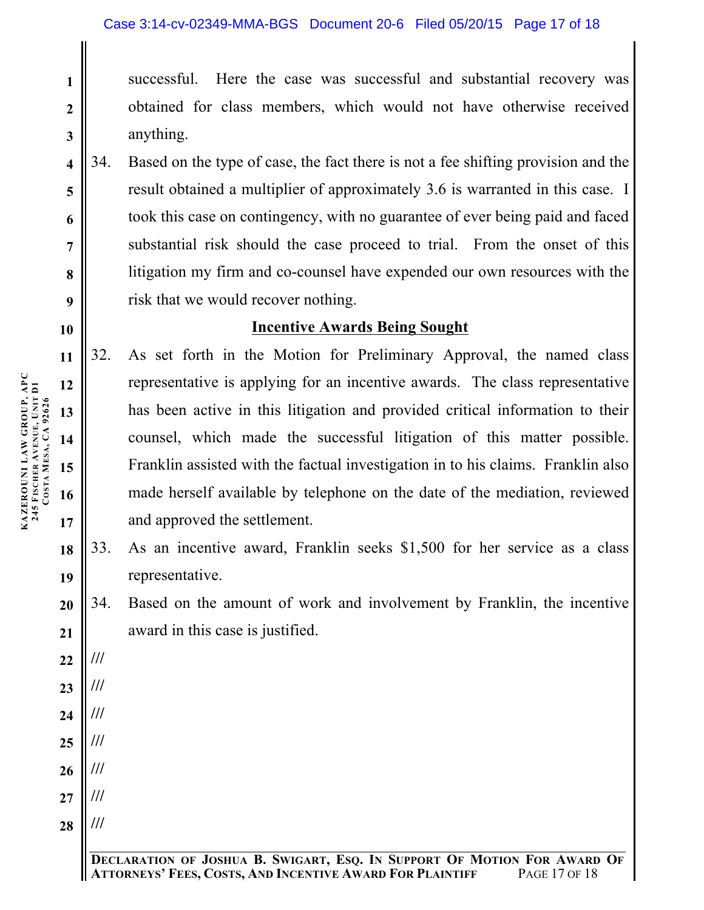successful. Here the case was successful and substantial recovery was obtained for class members, which would not have otherwise received anything.

34. Based on the type of case, the fact there is not a fee shifting provision and the result obtained a multiplier of approximately 3.6 is warranted in this case. I took this case on contingency, with no guarantee of ever being paid and faced substantial risk should the case proceed to trial. From the onset of this litigation my firm and co-counsel have expended our own resources with the risk that we would recover nothing.

**Incentive Awards Being Sought**

32. As set forth in the Motion for Preliminary Approval, the named class representative is applying for an incentive awards. The class representative has been active in this litigation and provided critical information to their counsel, which made the successful litigation of this matter possible. Franklin assisted with the factual investigation in to his claims. Franklin also made herself available by telephone on the date of the mediation, reviewed and approved the settlement.

33. As an incentive award, Franklin seeks $1,500 for her service as a class representative.

34. Based on the amount of work and involvement by Franklin, the incentive award in this case is justified.

///

///

///

///

///

///

///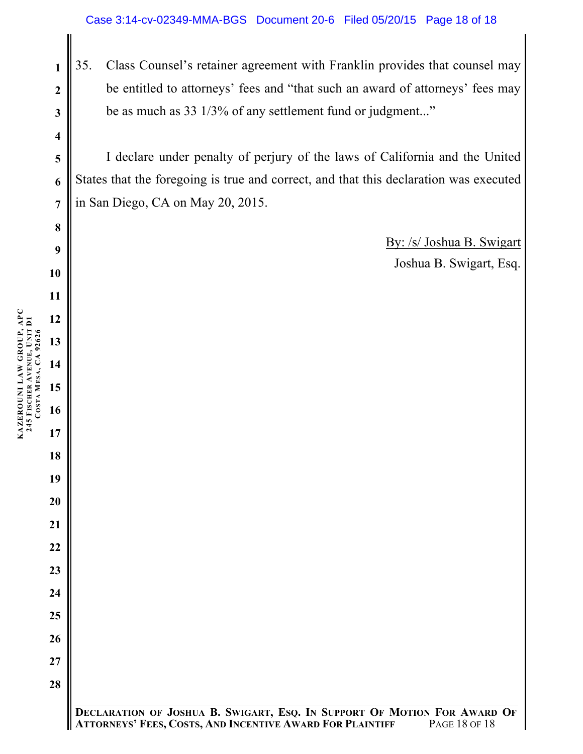35. Class Counsel's retainer agreement with Franklin provides that counsel may be entitled to attorneys' fees and "that such an award of attorneys' fees may be as much as 33 1/3% of any settlement fund or judgment..."

I declare under penalty of perjury of the laws of California and the United States that the foregoing is true and correct, and that this declaration was executed in San Diego, CA on May 20, 2015.

By: /s/ Joshua B. Swigart
Joshua B. Swigart, Esq.